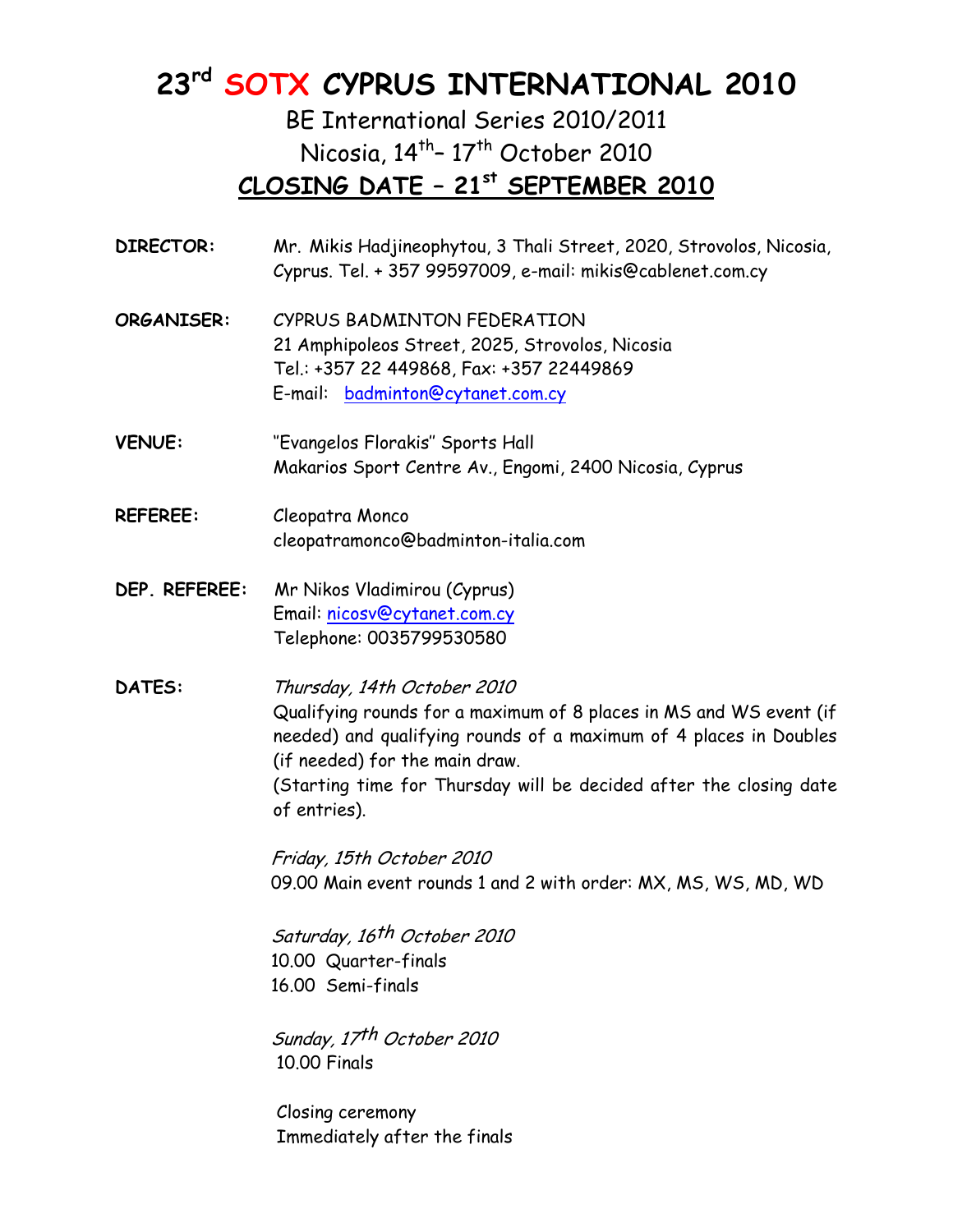# 23rd SOTX CYPRUS INTERNATIONAL 2010

## BE International Series 2010/2011

## Nicosia, 14th– 17th October 2010

## CLOSING DATE – 21st SEPTEMBER 2010

**DIRECTOR:** Mr. Mikis Hadjineophytou, 3 Thali Street, 2020, Strovolos, Nicosia, Cyprus. Tel. + 357 99597009, e-mail: mikis@cablenet.com.cy

**ORGANISER:** CYPRUS BADMINTON FEDERATION
21 Amphipoleos Street, 2025, Strovolos, Nicosia
Tel.: +357 22 449868, Fax: +357 22449869
E-mail: badminton@cytanet.com.cy

**VENUE:** "Evangelos Florakis" Sports Hall
Makarios Sport Centre Av., Engomi, 2400 Nicosia, Cyprus

**REFEREE:** Cleopatra Monco
cleopatramonco@badminton-italia.com

**DEP. REFEREE:** Mr Nikos Vladimirou (Cyprus)
Email: nicosv@cytanet.com.cy
Telephone: 0035799530580

**DATES:**

*Thursday, 14th October 2010*
Qualifying rounds for a maximum of 8 places in MS and WS event (if needed) and qualifying rounds of a maximum of 4 places in Doubles (if needed) for the main draw.
(Starting time for Thursday will be decided after the closing date of entries).

*Friday, 15th October 2010*
09.00 Main event rounds 1 and 2 with order: MX, MS, WS, MD, WD

*Saturday, 16th October 2010*
10.00 Quarter-finals
16.00 Semi-finals

*Sunday, 17th October 2010*
10.00 Finals

Closing ceremony
Immediately after the finals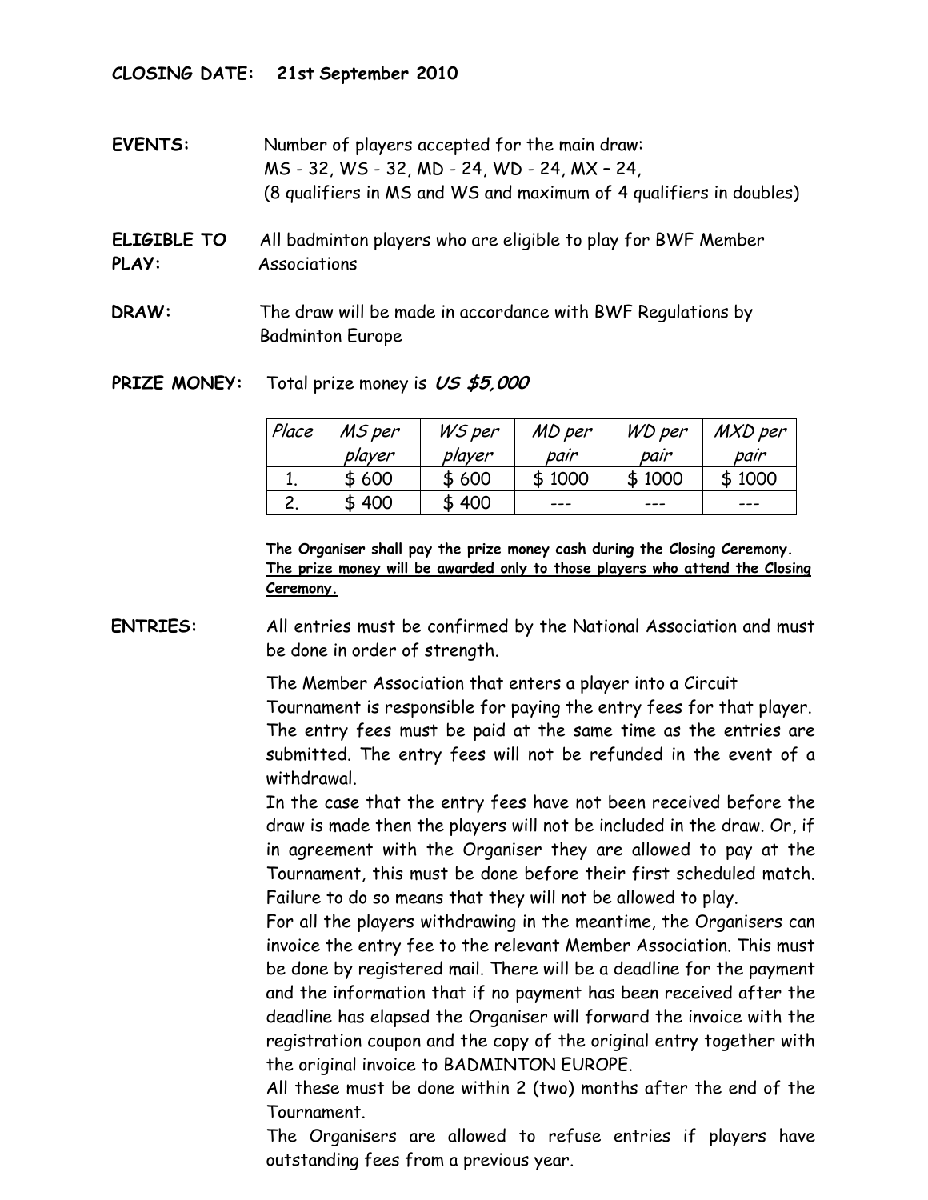**CLOSING DATE:** **21st September 2010**

**EVENTS:** Number of players accepted for the main draw:
MS - 32, WS - 32, MD - 24, WD - 24, MX – 24,
(8 qualifiers in MS and WS and maximum of 4 qualifiers in doubles)

**ELIGIBLE TO PLAY:** All badminton players who are eligible to play for BWF Member Associations

**DRAW:** The draw will be made in accordance with BWF Regulations by Badminton Europe

**PRIZE MONEY:** Total prize money is ***US $5,000***

| *Place* | *MS per player* | *WS per player* | *MD per pair* | *WD per pair* | *MXD per pair* |
|---|---|---|---|---|---|
| 1. | $ 600 | $ 600 | $ 1000 | $ 1000 | $ 1000 |
| 2. | $ 400 | $ 400 | --- | --- | --- |

**The Organiser shall pay the prize money cash during the Closing Ceremony.** **<u>The prize money will be awarded only to those players who attend the Closing Ceremony.</u>**

**ENTRIES:** All entries must be confirmed by the National Association and must be done in order of strength.

The Member Association that enters a player into a Circuit Tournament is responsible for paying the entry fees for that player. The entry fees must be paid at the same time as the entries are submitted. The entry fees will not be refunded in the event of a withdrawal.

In the case that the entry fees have not been received before the draw is made then the players will not be included in the draw. Or, if in agreement with the Organiser they are allowed to pay at the Tournament, this must be done before their first scheduled match. Failure to do so means that they will not be allowed to play.

For all the players withdrawing in the meantime, the Organisers can invoice the entry fee to the relevant Member Association. This must be done by registered mail. There will be a deadline for the payment and the information that if no payment has been received after the deadline has elapsed the Organiser will forward the invoice with the registration coupon and the copy of the original entry together with the original invoice to BADMINTON EUROPE.

All these must be done within 2 (two) months after the end of the Tournament.

The Organisers are allowed to refuse entries if players have outstanding fees from a previous year.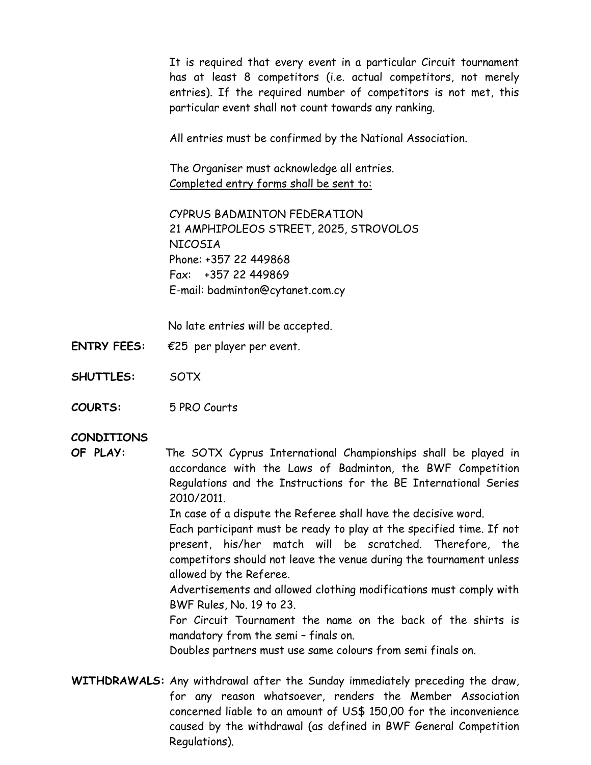It is required that every event in a particular Circuit tournament has at least 8 competitors (i.e. actual competitors, not merely entries). If the required number of competitors is not met, this particular event shall not count towards any ranking.

All entries must be confirmed by the National Association.

The Organiser must acknowledge all entries.
Completed entry forms shall be sent to:

CYPRUS BADMINTON FEDERATION
21 AMPHIPOLEOS STREET, 2025, STROVOLOS
NICOSIA
Phone: +357 22 449868
Fax: +357 22 449869
E-mail: badminton@cytanet.com.cy

No late entries will be accepted.

**ENTRY FEES:** €25 per player per event.

**SHUTTLES:** SOTX

**COURTS:** 5 PRO Courts

**CONDITIONS OF PLAY:** The SOTX Cyprus International Championships shall be played in accordance with the Laws of Badminton, the BWF Competition Regulations and the Instructions for the BE International Series 2010/2011.
In case of a dispute the Referee shall have the decisive word.
Each participant must be ready to play at the specified time. If not present, his/her match will be scratched. Therefore, the competitors should not leave the venue during the tournament unless allowed by the Referee.
Advertisements and allowed clothing modifications must comply with BWF Rules, No. 19 to 23.
For Circuit Tournament the name on the back of the shirts is mandatory from the semi – finals on.
Doubles partners must use same colours from semi finals on.

**WITHDRAWALS:** Any withdrawal after the Sunday immediately preceding the draw, for any reason whatsoever, renders the Member Association concerned liable to an amount of US$ 150,00 for the inconvenience caused by the withdrawal (as defined in BWF General Competition Regulations).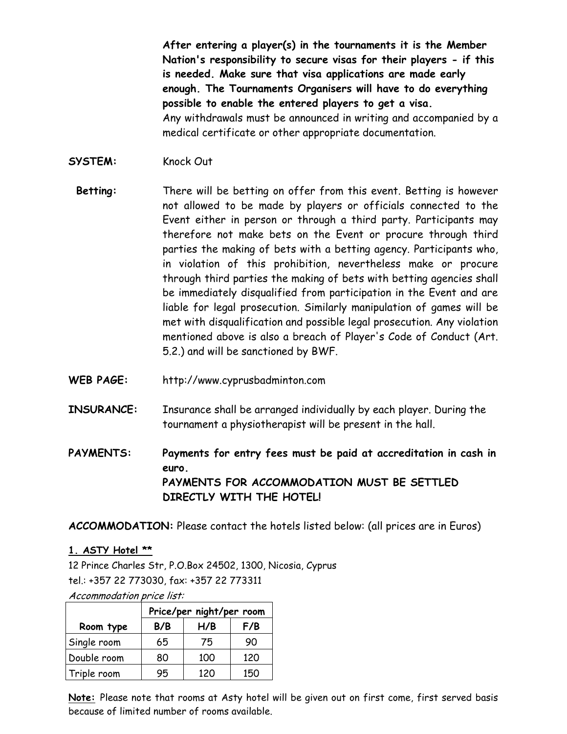**After entering a player(s) in the tournaments it is the Member Nation's responsibility to secure visas for their players - if this is needed. Make sure that visa applications are made early enough. The Tournaments Organisers will have to do everything possible to enable the entered players to get a visa.**
Any withdrawals must be announced in writing and accompanied by a medical certificate or other appropriate documentation.

**SYSTEM:** Knock Out

**Betting:** There will be betting on offer from this event. Betting is however not allowed to be made by players or officials connected to the Event either in person or through a third party. Participants may therefore not make bets on the Event or procure through third parties the making of bets with a betting agency. Participants who, in violation of this prohibition, nevertheless make or procure through third parties the making of bets with betting agencies shall be immediately disqualified from participation in the Event and are liable for legal prosecution. Similarly manipulation of games will be met with disqualification and possible legal prosecution. Any violation mentioned above is also a breach of Player's Code of Conduct (Art. 5.2.) and will be sanctioned by BWF.

**WEB PAGE:** http://www.cyprusbadminton.com

**INSURANCE:** Insurance shall be arranged individually by each player. During the tournament a physiotherapist will be present in the hall.

**PAYMENTS:** **Payments for entry fees must be paid at accreditation in cash in euro.**
**PAYMENTS FOR ACCOMMODATION MUST BE SETTLED DIRECTLY WITH THE HOTEL!**

**ACCOMMODATION:** Please contact the hotels listed below: (all prices are in Euros)

**1. ASTY Hotel \*\***

12 Prince Charles Str, P.O.Box 24502, 1300, Nicosia, Cyprus
tel.: +357 22 773030, fax: +357 22 773311

*Accommodation price list:*

| | Price/per night/per room | | |
|---|---|---|---|
| **Room type** | **B/B** | **H/B** | **F/B** |
| Single room | 65 | 75 | 90 |
| Double room | 80 | 100 | 120 |
| Triple room | 95 | 120 | 150 |

**Note:** Please note that rooms at Asty hotel will be given out on first come, first served basis because of limited number of rooms available.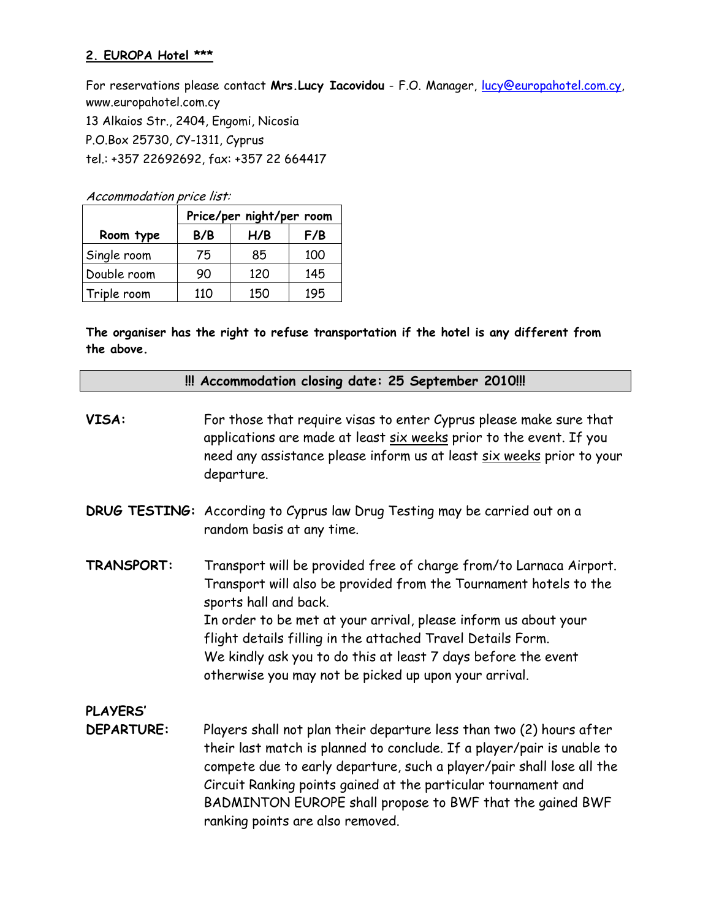**2. EUROPA Hotel \*\*\***

For reservations please contact **Mrs.Lucy Iacovidou** - F.O. Manager, lucy@europahotel.com.cy, www.europahotel.com.cy
13 Alkaios Str., 2404, Engomi, Nicosia
P.O.Box 25730, CY-1311, Cyprus
tel.: +357 22692692, fax: +357 22 664417

*Accommodation price list:*

| Room type | Price/per night/per room | | |
|---|---|---|---|
| | B/B | H/B | F/B |
| Single room | 75 | 85 | 100 |
| Double room | 90 | 120 | 145 |
| Triple room | 110 | 150 | 195 |

**The organiser has the right to refuse transportation if the hotel is any different from the above.**

**!!! Accommodation closing date: 25 September 2010!!!**

**VISA:** For those that require visas to enter Cyprus please make sure that applications are made at least six weeks prior to the event. If you need any assistance please inform us at least six weeks prior to your departure.

**DRUG TESTING:** According to Cyprus law Drug Testing may be carried out on a random basis at any time.

**TRANSPORT:** Transport will be provided free of charge from/to Larnaca Airport. Transport will also be provided from the Tournament hotels to the sports hall and back.
In order to be met at your arrival, please inform us about your flight details filling in the attached Travel Details Form.
We kindly ask you to do this at least 7 days before the event otherwise you may not be picked up upon your arrival.

**PLAYERS' DEPARTURE:** Players shall not plan their departure less than two (2) hours after their last match is planned to conclude. If a player/pair is unable to compete due to early departure, such a player/pair shall lose all the Circuit Ranking points gained at the particular tournament and BADMINTON EUROPE shall propose to BWF that the gained BWF ranking points are also removed.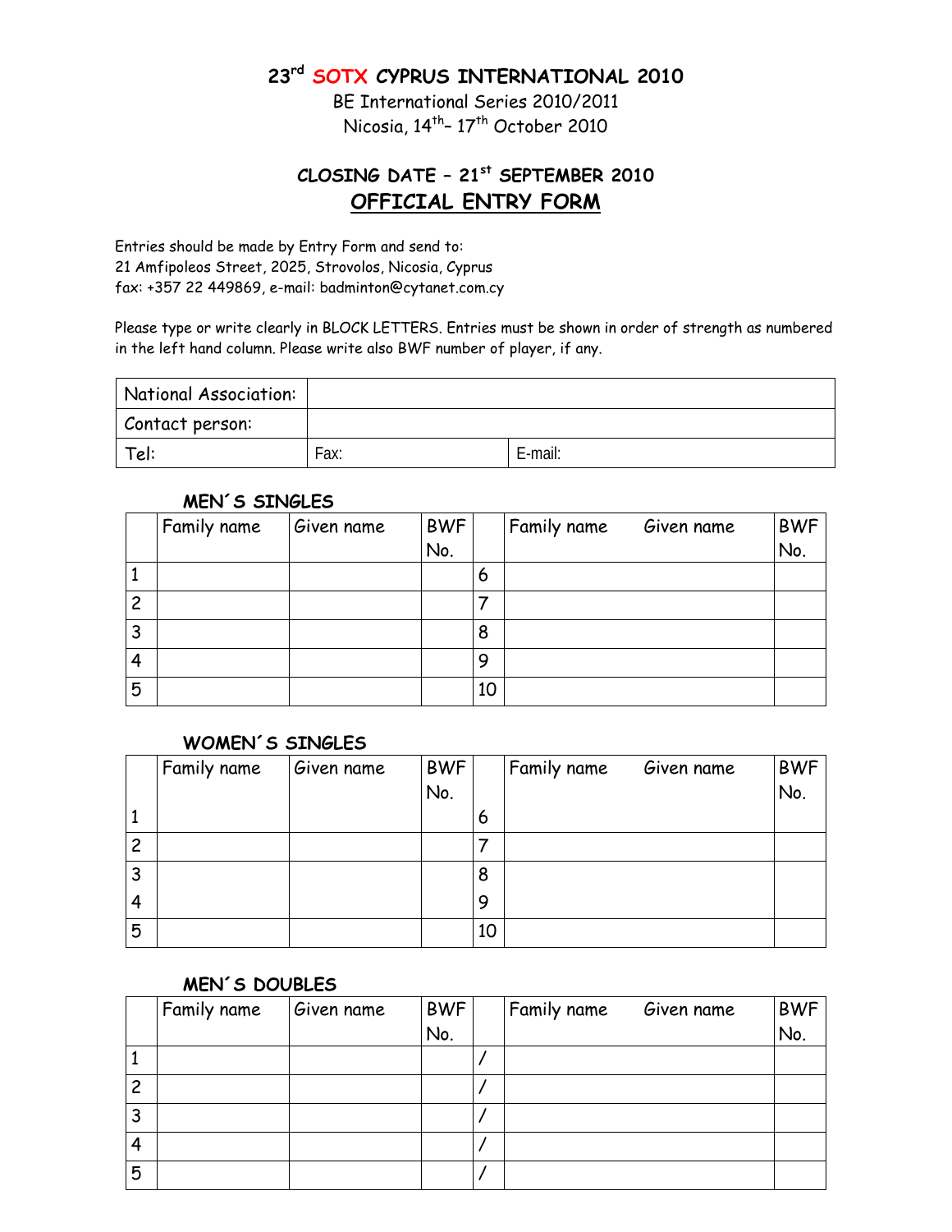# 23rd SOTX CYPRUS INTERNATIONAL 2010

BE International Series 2010/2011

Nicosia, 14th– 17th October 2010

## CLOSING DATE – 21st SEPTEMBER 2010

## OFFICIAL ENTRY FORM

Entries should be made by Entry Form and send to:
21 Amfipoleos Street, 2025, Strovolos, Nicosia, Cyprus
fax: +357 22 449869, e-mail: badminton@cytanet.com.cy

Please type or write clearly in BLOCK LETTERS. Entries must be shown in order of strength as numbered in the left hand column. Please write also BWF number of player, if any.

| National Association: | | |
|---|---|---|
| Contact person: | | |
| Tel: | Fax: | E-mail: |

### MEN´S SINGLES

| | Family name | Given name | BWF No. | | Family name Given name | BWF No. |
|---|---|---|---|---|---|---|
| 1 | | | | 6 | | |
| 2 | | | | 7 | | |
| 3 | | | | 8 | | |
| 4 | | | | 9 | | |
| 5 | | | | 10 | | |

### WOMEN´S SINGLES

| | Family name | Given name | BWF No. | | Family name Given name | BWF No. |
|---|---|---|---|---|---|---|
| 1 | | | | 6 | | |
| 2 | | | | 7 | | |
| 3 | | | | 8 | | |
| 4 | | | | 9 | | |
| 5 | | | | 10 | | |

### MEN´S DOUBLES

| | Family name | Given name | BWF No. | | Family name Given name | BWF No. |
|---|---|---|---|---|---|---|
| 1 | | | | / | | |
| 2 | | | | / | | |
| 3 | | | | / | | |
| 4 | | | | / | | |
| 5 | | | | / | | |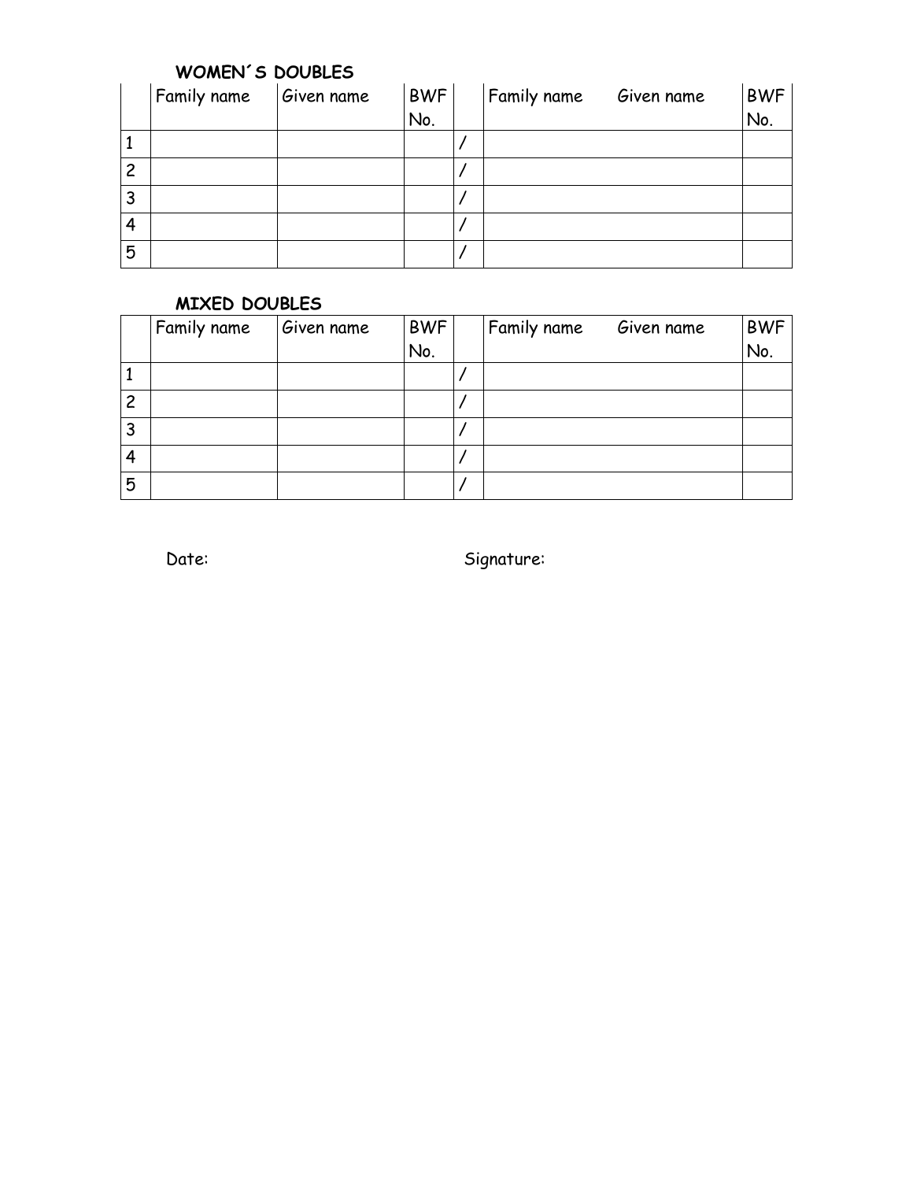### WOMEN´S DOUBLES

| | Family name | Given name | BWF No. | | Family name Given name | BWF No. |
|---|---|---|---|---|---|---|
| 1 | | | | / | | |
| 2 | | | | / | | |
| 3 | | | | / | | |
| 4 | | | | / | | |
| 5 | | | | / | | |

### MIXED DOUBLES

| | Family name | Given name | BWF No. | | Family name Given name | BWF No. |
|---|---|---|---|---|---|---|
| 1 | | | | / | | |
| 2 | | | | / | | |
| 3 | | | | / | | |
| 4 | | | | / | | |
| 5 | | | | / | | |

Date: Signature: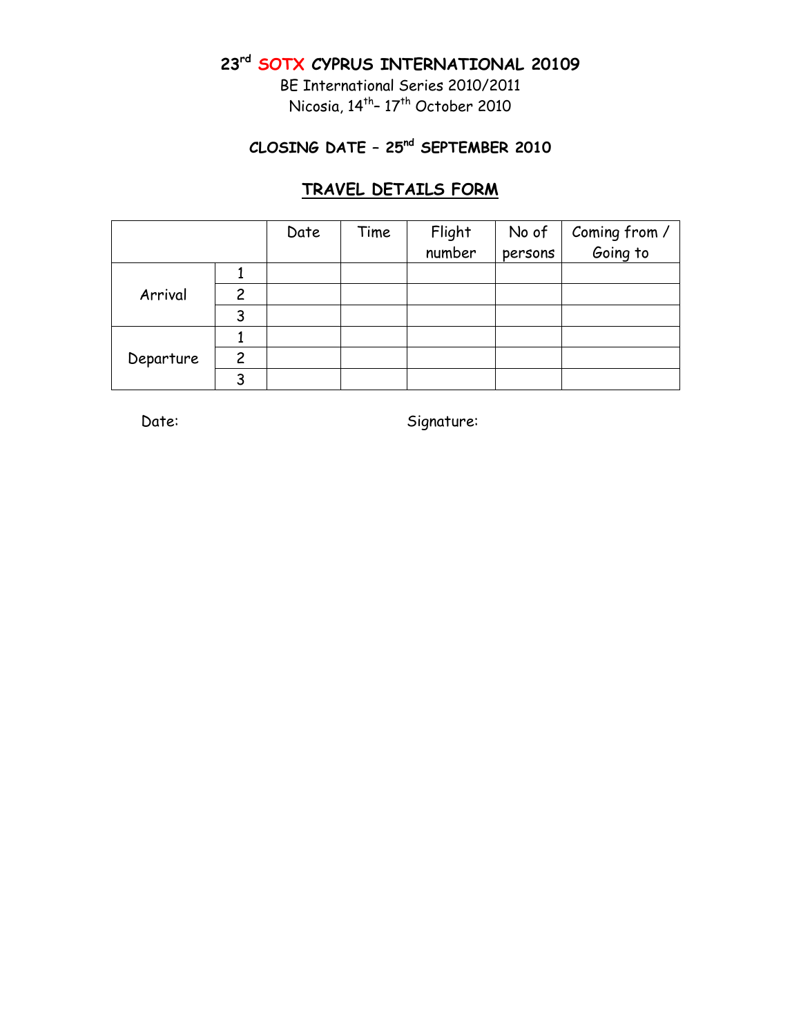# 23rd SOTX CYPRUS INTERNATIONAL 20109

BE International Series 2010/2011

Nicosia, 14th– 17th October 2010

## CLOSING DATE – 25nd SEPTEMBER 2010

## TRAVEL DETAILS FORM

| | | Date | Time | Flight number | No of persons | Coming from / Going to |
|---|---|---|---|---|---|---|
| Arrival | 1 | | | | | |
| | 2 | | | | | |
| | 3 | | | | | |
| Departure | 1 | | | | | |
| | 2 | | | | | |
| | 3 | | | | | |

Date: Signature: